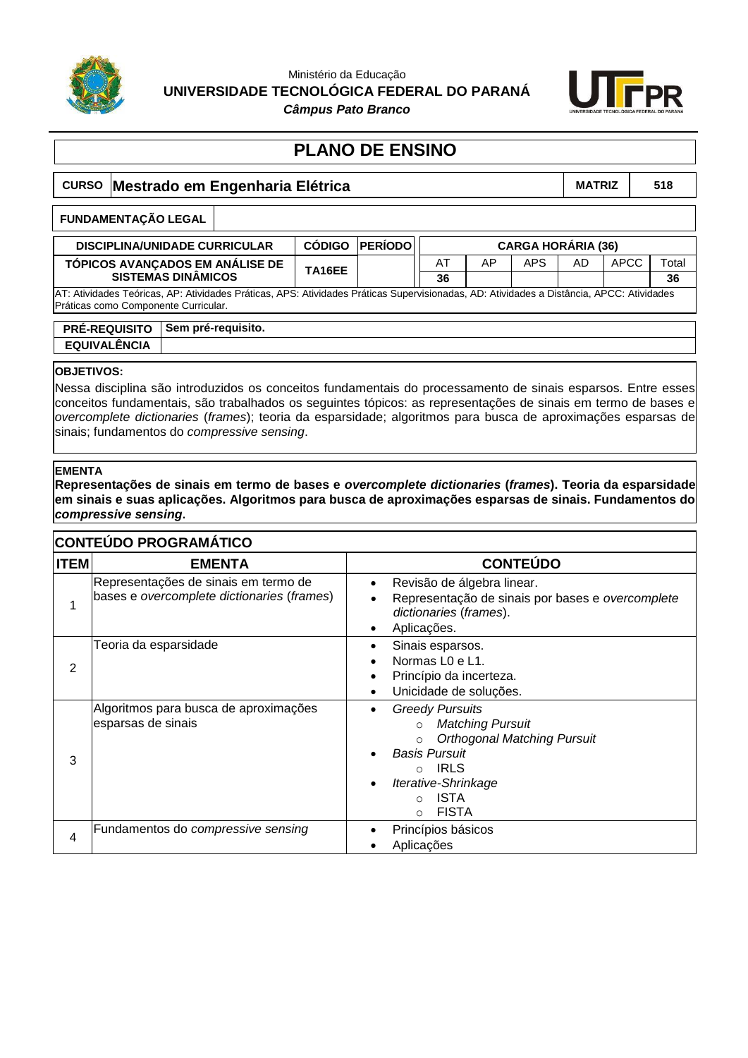Ministério da Educação
**UNIVERSIDADE TECNOLÓGICA FEDERAL DO PARANÁ**
***Câmpus Pato Branco***

# PLANO DE ENSINO

| CURSO | Mestrado em Engenharia Elétrica | MATRIZ | 518 |
|---|---|---|---|

| FUNDAMENTAÇÃO LEGAL | |
|---|---|

| DISCIPLINA/UNIDADE CURRICULAR | CÓDIGO | PERÍODO | CARGA HORÁRIA (36) | | | | | |
|---|---|---|---|---|---|---|---|---|
| | | | AT | AP | APS | AD | APCC | Total |
| TÓPICOS AVANÇADOS EM ANÁLISE DE SISTEMAS DINÂMICOS | TA16EE | | 36 | | | | | 36 |

AT: Atividades Teóricas, AP: Atividades Práticas, APS: Atividades Práticas Supervisionadas, AD: Atividades a Distância, APCC: Atividades Práticas como Componente Curricular.

| PRÉ-REQUISITO | Sem pré-requisito. |
|---|---|
| EQUIVALÊNCIA | |

**OBJETIVOS:**

Nessa disciplina são introduzidos os conceitos fundamentais do processamento de sinais esparsos. Entre esses conceitos fundamentais, são trabalhados os seguintes tópicos: as representações de sinais em termo de bases e *overcomplete dictionaries* (*frames*); teoria da esparsidade; algoritmos para busca de aproximações esparsas de sinais; fundamentos do *compressive sensing*.

**EMENTA**

**Representações de sinais em termo de bases e *overcomplete dictionaries* (*frames*). Teoria da esparsidade em sinais e suas aplicações. Algoritmos para busca de aproximações esparsas de sinais. Fundamentos do *compressive sensing*.**

## CONTEÚDO PROGRAMÁTICO

| ITEM | EMENTA | CONTEÚDO |
|---|---|---|
| 1 | Representações de sinais em termo de bases e *overcomplete dictionaries* (*frames*) | • Revisão de álgebra linear.<br>• Representação de sinais por bases e *overcomplete dictionaries* (*frames*).<br>• Aplicações. |
| 2 | Teoria da esparsidade | • Sinais esparsos.<br>• Normas L0 e L1.<br>• Princípio da incerteza.<br>• Unicidade de soluções. |
| 3 | Algoritmos para busca de aproximações esparsas de sinais | • *Greedy Pursuits*<br>  ○ *Matching Pursuit*<br>  ○ *Orthogonal Matching Pursuit*<br>• *Basis Pursuit*<br>  ○ IRLS<br>• *Iterative-Shrinkage*<br>  ○ ISTA<br>  ○ FISTA |
| 4 | Fundamentos do *compressive sensing* | • Princípios básicos<br>• Aplicações |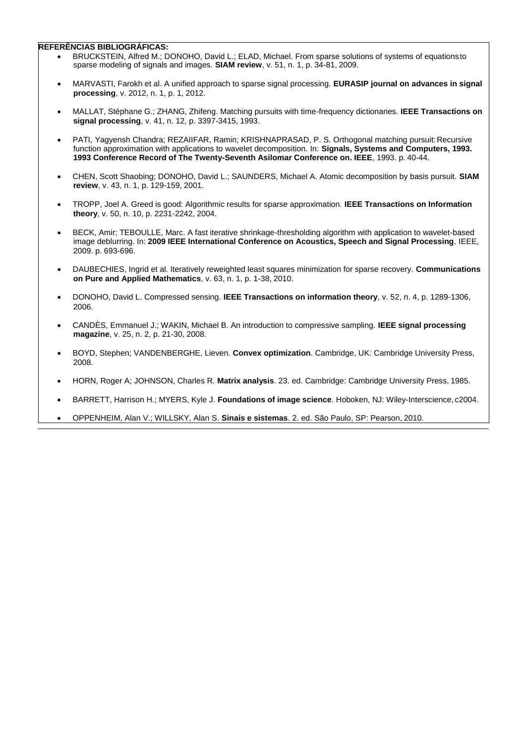**REFERÊNCIAS BIBLIOGRÁFICAS:**

- BRUCKSTEIN, Alfred M.; DONOHO, David L.; ELAD, Michael. From sparse solutions of systems of equations to sparse modeling of signals and images. **SIAM review**, v. 51, n. 1, p. 34-81, 2009.
- MARVASTI, Farokh et al. A unified approach to sparse signal processing. **EURASIP journal on advances in signal processing**, v. 2012, n. 1, p. 1, 2012.
- MALLAT, Stéphane G.; ZHANG, Zhifeng. Matching pursuits with time-frequency dictionaries. **IEEE Transactions on signal processing**, v. 41, n. 12, p. 3397-3415, 1993.
- PATI, Yagyensh Chandra; REZAIIFAR, Ramin; KRISHNAPRASAD, P. S. Orthogonal matching pursuit: Recursive function approximation with applications to wavelet decomposition. In: **Signals, Systems and Computers, 1993. 1993 Conference Record of The Twenty-Seventh Asilomar Conference on. IEEE**, 1993. p. 40-44.
- CHEN, Scott Shaobing; DONOHO, David L.; SAUNDERS, Michael A. Atomic decomposition by basis pursuit. **SIAM review**, v. 43, n. 1, p. 129-159, 2001.
- TROPP, Joel A. Greed is good: Algorithmic results for sparse approximation. **IEEE Transactions on Information theory**, v. 50, n. 10, p. 2231-2242, 2004.
- BECK, Amir; TEBOULLE, Marc. A fast iterative shrinkage-thresholding algorithm with application to wavelet-based image deblurring. In: **2009 IEEE International Conference on Acoustics, Speech and Signal Processing**. IEEE, 2009. p. 693-696.
- DAUBECHIES, Ingrid et al. Iteratively reweighted least squares minimization for sparse recovery. **Communications on Pure and Applied Mathematics**, v. 63, n. 1, p. 1-38, 2010.
- DONOHO, David L. Compressed sensing. **IEEE Transactions on information theory**, v. 52, n. 4, p. 1289-1306, 2006.
- CANDÈS, Emmanuel J.; WAKIN, Michael B. An introduction to compressive sampling. **IEEE signal processing magazine**, v. 25, n. 2, p. 21-30, 2008.
- BOYD, Stephen; VANDENBERGHE, Lieven. **Convex optimization**. Cambridge, UK: Cambridge University Press, 2008.
- HORN, Roger A; JOHNSON, Charles R. **Matrix analysis**. 23. ed. Cambridge: Cambridge University Press, 1985.
- BARRETT, Harrison H.; MYERS, Kyle J. **Foundations of image science**. Hoboken, NJ: Wiley-Interscience, c2004.
- OPPENHEIM, Alan V.; WILLSKY, Alan S. **Sinais e sistemas**. 2. ed. São Paulo, SP: Pearson, 2010.